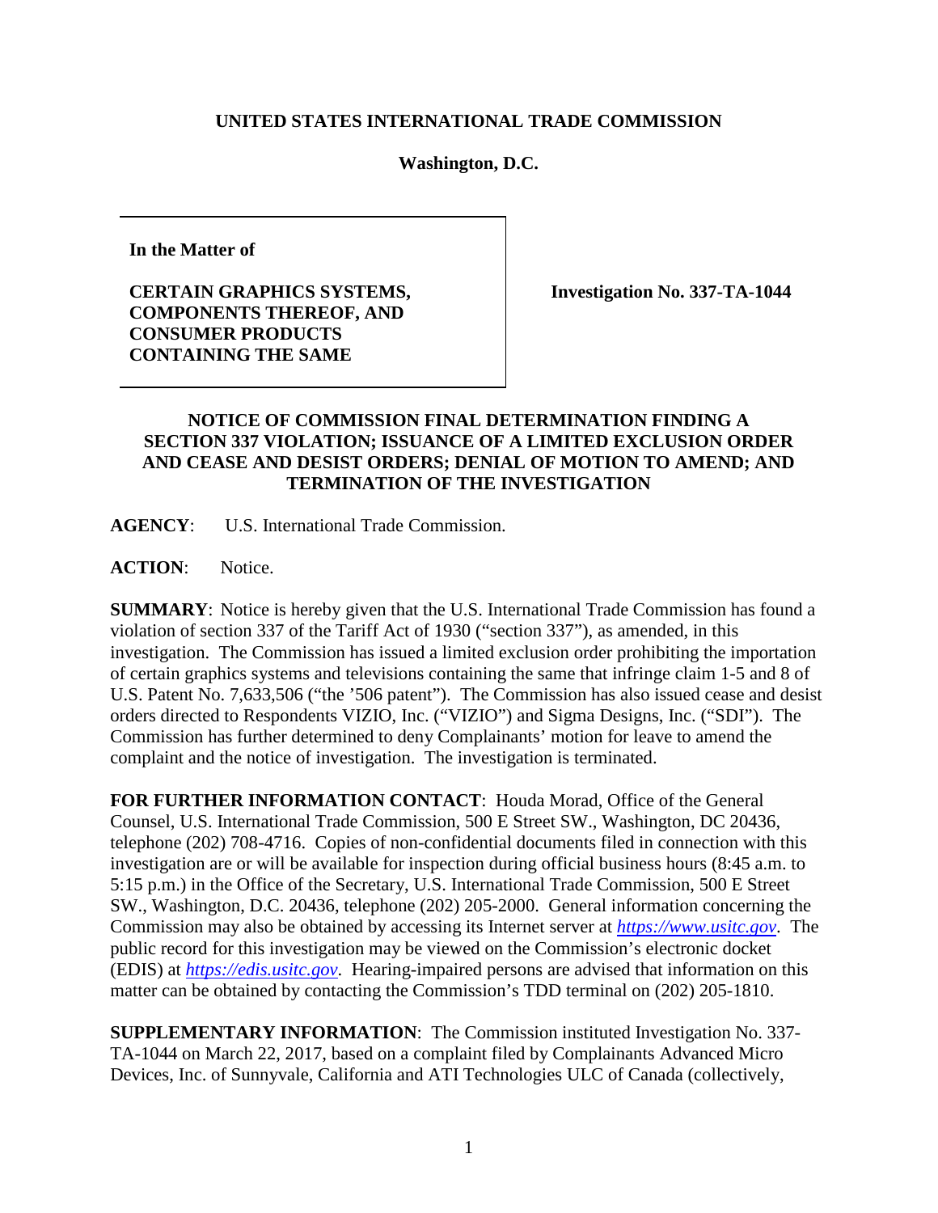**UNITED STATES INTERNATIONAL TRADE COMMISSION**

**Washington, D.C.**

| **In the Matter of** <br><br> **CERTAIN GRAPHICS SYSTEMS, COMPONENTS THEREOF, AND CONSUMER PRODUCTS CONTAINING THE SAME** | **Investigation No. 337-TA-1044** |
|---|---|

**NOTICE OF COMMISSION FINAL DETERMINATION FINDING A SECTION 337 VIOLATION; ISSUANCE OF A LIMITED EXCLUSION ORDER AND CEASE AND DESIST ORDERS; DENIAL OF MOTION TO AMEND; AND TERMINATION OF THE INVESTIGATION**

**AGENCY**: U.S. International Trade Commission.

**ACTION**: Notice.

**SUMMARY**: Notice is hereby given that the U.S. International Trade Commission has found a violation of section 337 of the Tariff Act of 1930 ("section 337"), as amended, in this investigation. The Commission has issued a limited exclusion order prohibiting the importation of certain graphics systems and televisions containing the same that infringe claim 1-5 and 8 of U.S. Patent No. 7,633,506 ("the '506 patent"). The Commission has also issued cease and desist orders directed to Respondents VIZIO, Inc. ("VIZIO") and Sigma Designs, Inc. ("SDI"). The Commission has further determined to deny Complainants' motion for leave to amend the complaint and the notice of investigation. The investigation is terminated.

**FOR FURTHER INFORMATION CONTACT**: Houda Morad, Office of the General Counsel, U.S. International Trade Commission, 500 E Street SW., Washington, DC 20436, telephone (202) 708-4716. Copies of non-confidential documents filed in connection with this investigation are or will be available for inspection during official business hours (8:45 a.m. to 5:15 p.m.) in the Office of the Secretary, U.S. International Trade Commission, 500 E Street SW., Washington, D.C. 20436, telephone (202) 205-2000. General information concerning the Commission may also be obtained by accessing its Internet server at *https://www.usitc.gov*. The public record for this investigation may be viewed on the Commission's electronic docket (EDIS) at *https://edis.usitc.gov*. Hearing-impaired persons are advised that information on this matter can be obtained by contacting the Commission's TDD terminal on (202) 205-1810.

**SUPPLEMENTARY INFORMATION**: The Commission instituted Investigation No. 337-TA-1044 on March 22, 2017, based on a complaint filed by Complainants Advanced Micro Devices, Inc. of Sunnyvale, California and ATI Technologies ULC of Canada (collectively,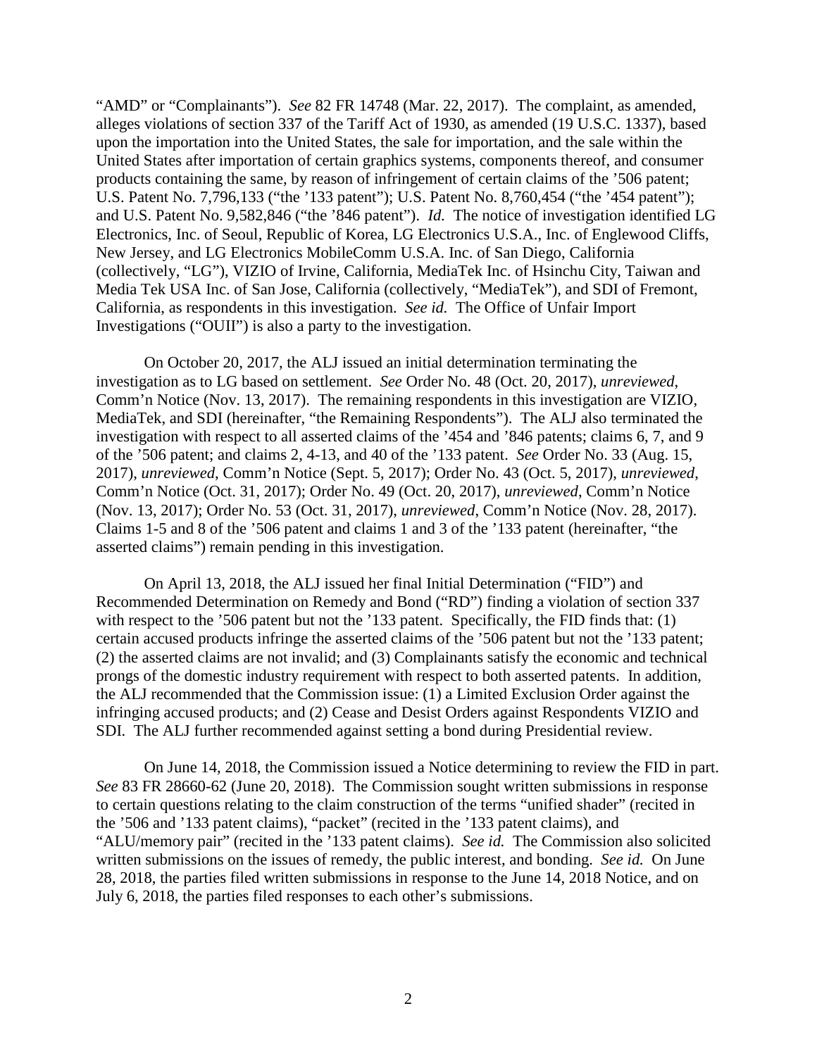"AMD" or "Complainants"). *See* 82 FR 14748 (Mar. 22, 2017). The complaint, as amended, alleges violations of section 337 of the Tariff Act of 1930, as amended (19 U.S.C. 1337), based upon the importation into the United States, the sale for importation, and the sale within the United States after importation of certain graphics systems, components thereof, and consumer products containing the same, by reason of infringement of certain claims of the '506 patent; U.S. Patent No. 7,796,133 ("the '133 patent"); U.S. Patent No. 8,760,454 ("the '454 patent"); and U.S. Patent No. 9,582,846 ("the '846 patent"). *Id.* The notice of investigation identified LG Electronics, Inc. of Seoul, Republic of Korea, LG Electronics U.S.A., Inc. of Englewood Cliffs, New Jersey, and LG Electronics MobileComm U.S.A. Inc. of San Diego, California (collectively, "LG"), VIZIO of Irvine, California, MediaTek Inc. of Hsinchu City, Taiwan and Media Tek USA Inc. of San Jose, California (collectively, "MediaTek"), and SDI of Fremont, California, as respondents in this investigation. *See id.* The Office of Unfair Import Investigations ("OUII") is also a party to the investigation.

On October 20, 2017, the ALJ issued an initial determination terminating the investigation as to LG based on settlement. *See* Order No. 48 (Oct. 20, 2017), *unreviewed*, Comm'n Notice (Nov. 13, 2017). The remaining respondents in this investigation are VIZIO, MediaTek, and SDI (hereinafter, "the Remaining Respondents"). The ALJ also terminated the investigation with respect to all asserted claims of the '454 and '846 patents; claims 6, 7, and 9 of the '506 patent; and claims 2, 4-13, and 40 of the '133 patent. *See* Order No. 33 (Aug. 15, 2017), *unreviewed*, Comm'n Notice (Sept. 5, 2017); Order No. 43 (Oct. 5, 2017), *unreviewed*, Comm'n Notice (Oct. 31, 2017); Order No. 49 (Oct. 20, 2017), *unreviewed*, Comm'n Notice (Nov. 13, 2017); Order No. 53 (Oct. 31, 2017), *unreviewed*, Comm'n Notice (Nov. 28, 2017). Claims 1-5 and 8 of the '506 patent and claims 1 and 3 of the '133 patent (hereinafter, "the asserted claims") remain pending in this investigation.

On April 13, 2018, the ALJ issued her final Initial Determination ("FID") and Recommended Determination on Remedy and Bond ("RD") finding a violation of section 337 with respect to the '506 patent but not the '133 patent. Specifically, the FID finds that: (1) certain accused products infringe the asserted claims of the '506 patent but not the '133 patent; (2) the asserted claims are not invalid; and (3) Complainants satisfy the economic and technical prongs of the domestic industry requirement with respect to both asserted patents. In addition, the ALJ recommended that the Commission issue: (1) a Limited Exclusion Order against the infringing accused products; and (2) Cease and Desist Orders against Respondents VIZIO and SDI. The ALJ further recommended against setting a bond during Presidential review.

On June 14, 2018, the Commission issued a Notice determining to review the FID in part. *See* 83 FR 28660-62 (June 20, 2018). The Commission sought written submissions in response to certain questions relating to the claim construction of the terms "unified shader" (recited in the '506 and '133 patent claims), "packet" (recited in the '133 patent claims), and "ALU/memory pair" (recited in the '133 patent claims). *See id.* The Commission also solicited written submissions on the issues of remedy, the public interest, and bonding. *See id.* On June 28, 2018, the parties filed written submissions in response to the June 14, 2018 Notice, and on July 6, 2018, the parties filed responses to each other's submissions.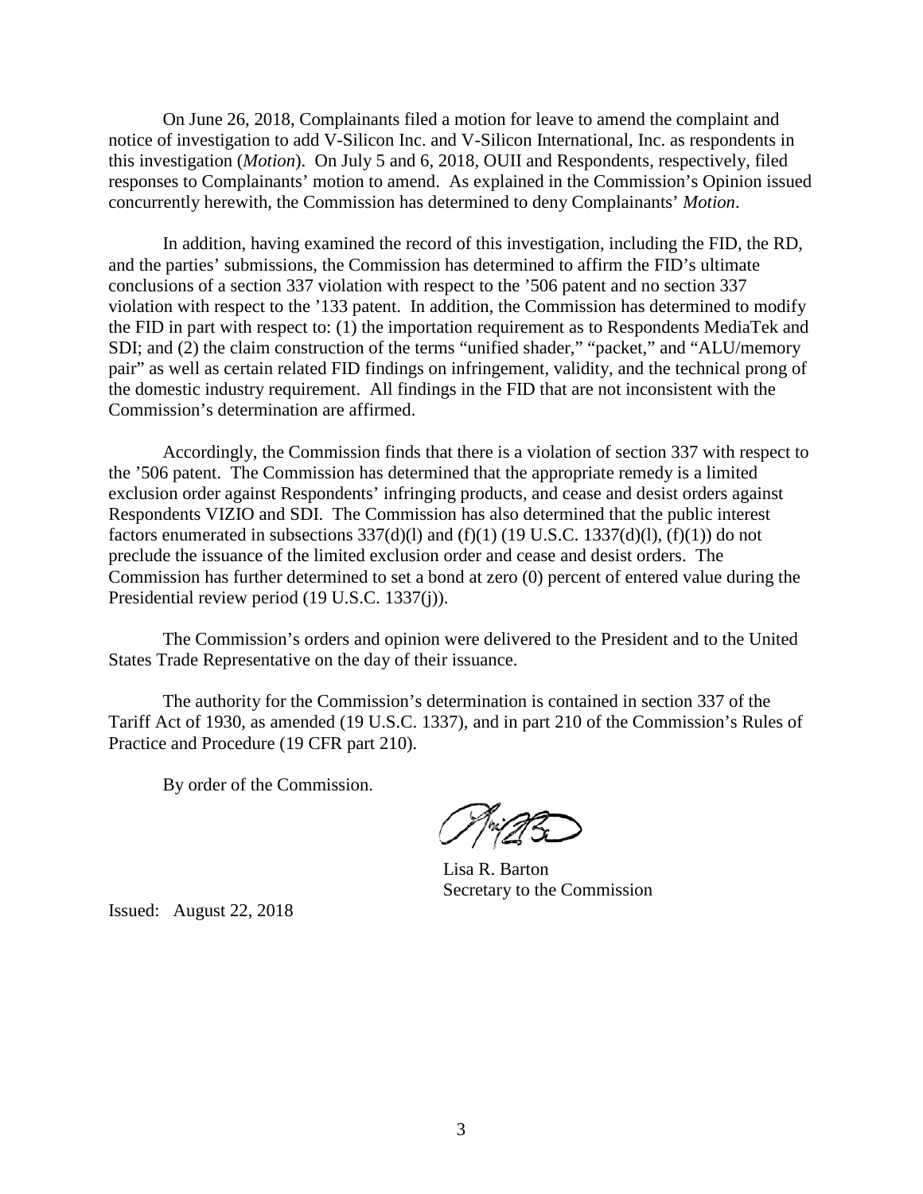On June 26, 2018, Complainants filed a motion for leave to amend the complaint and notice of investigation to add V-Silicon Inc. and V-Silicon International, Inc. as respondents in this investigation (*Motion*). On July 5 and 6, 2018, OUII and Respondents, respectively, filed responses to Complainants' motion to amend. As explained in the Commission's Opinion issued concurrently herewith, the Commission has determined to deny Complainants' *Motion*.

In addition, having examined the record of this investigation, including the FID, the RD, and the parties' submissions, the Commission has determined to affirm the FID's ultimate conclusions of a section 337 violation with respect to the '506 patent and no section 337 violation with respect to the '133 patent. In addition, the Commission has determined to modify the FID in part with respect to: (1) the importation requirement as to Respondents MediaTek and SDI; and (2) the claim construction of the terms "unified shader," "packet," and "ALU/memory pair" as well as certain related FID findings on infringement, validity, and the technical prong of the domestic industry requirement. All findings in the FID that are not inconsistent with the Commission's determination are affirmed.

Accordingly, the Commission finds that there is a violation of section 337 with respect to the '506 patent. The Commission has determined that the appropriate remedy is a limited exclusion order against Respondents' infringing products, and cease and desist orders against Respondents VIZIO and SDI. The Commission has also determined that the public interest factors enumerated in subsections 337(d)(l) and (f)(1) (19 U.S.C. 1337(d)(l), (f)(1)) do not preclude the issuance of the limited exclusion order and cease and desist orders. The Commission has further determined to set a bond at zero (0) percent of entered value during the Presidential review period (19 U.S.C. 1337(j)).

The Commission's orders and opinion were delivered to the President and to the United States Trade Representative on the day of their issuance.

The authority for the Commission's determination is contained in section 337 of the Tariff Act of 1930, as amended (19 U.S.C. 1337), and in part 210 of the Commission's Rules of Practice and Procedure (19 CFR part 210).

By order of the Commission.

Lisa R. Barton
Secretary to the Commission

Issued: August 22, 2018